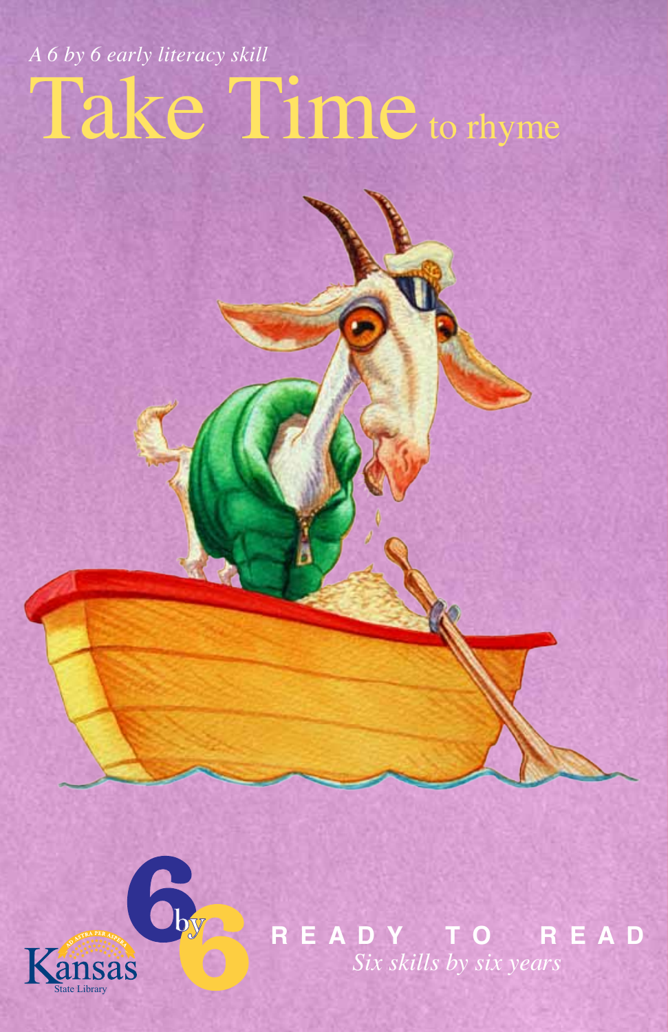*A 6 by 6 early literacy skill*

# Take Time to rhyme

6 by 6

Kansas State Library

AD ASTRA PER ASPERA

READY TO READ

*Six skills by six years*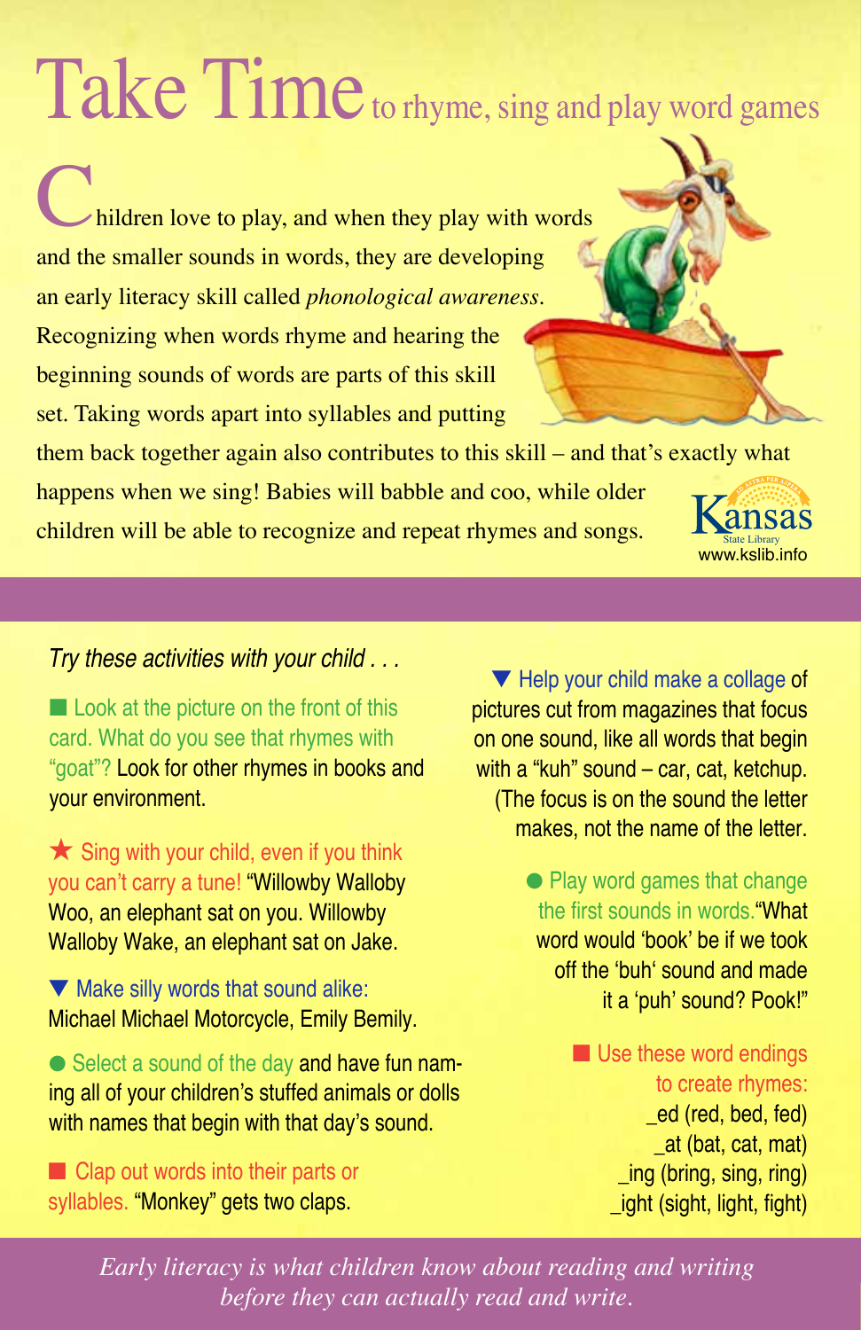# Take Time to rhyme, sing and play word games

Children love to play, and when they play with words and the smaller sounds in words, they are developing an early literacy skill called *phonological awareness*. Recognizing when words rhyme and hearing the beginning sounds of words are parts of this skill set. Taking words apart into syllables and putting them back together again also contributes to this skill – and that's exactly what happens when we sing! Babies will babble and coo, while older children will be able to recognize and repeat rhymes and songs.

Kansas State Library
www.kslib.info

*Try these activities with your child . . .*

■ Look at the picture on the front of this card. What do you see that rhymes with "goat"? Look for other rhymes in books and your environment.

★ Sing with your child, even if you think you can't carry a tune! "Willowby Walloby Woo, an elephant sat on you. Willowby Walloby Wake, an elephant sat on Jake.

▼ Make silly words that sound alike: Michael Michael Motorcycle, Emily Bemily.

● Select a sound of the day and have fun naming all of your children's stuffed animals or dolls with names that begin with that day's sound.

■ Clap out words into their parts or syllables. "Monkey" gets two claps.

▼ Help your child make a collage of pictures cut from magazines that focus on one sound, like all words that begin with a "kuh" sound – car, cat, ketchup. (The focus is on the sound the letter makes, not the name of the letter.

● Play word games that change the first sounds in words."What word would 'book' be if we took off the 'buh' sound and made it a 'puh' sound? Pook!"

■ Use these word endings to create rhymes:
_ed (red, bed, fed)
_at (bat, cat, mat)
_ing (bring, sing, ring)
_ight (sight, light, fight)

*Early literacy is what children know about reading and writing before they can actually read and write.*